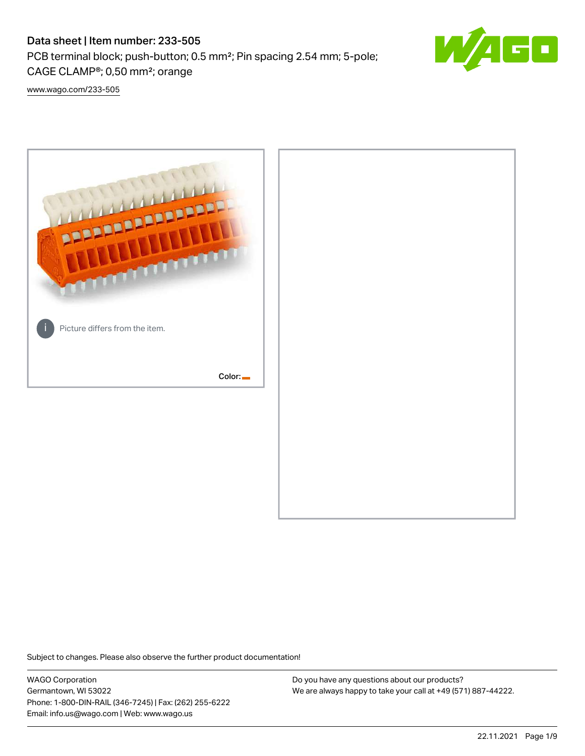# Data sheet | Item number: 233-505

PCB terminal block; push-button; 0.5 mm²; Pin spacing 2.54 mm; 5-pole; CAGE CLAMP®; 0,50 mm²; orange

www.wago.com/233-505

Picture differs from the item.

Color:

Subject to changes. Please also observe the further product documentation!

WAGO Corporation
Germantown, WI 53022
Phone: 1-800-DIN-RAIL (346-7245) | Fax: (262) 255-6222
Email: info.us@wago.com | Web: www.wago.us

Do you have any questions about our products?
We are always happy to take your call at +49 (571) 887-44222.

22.11.2021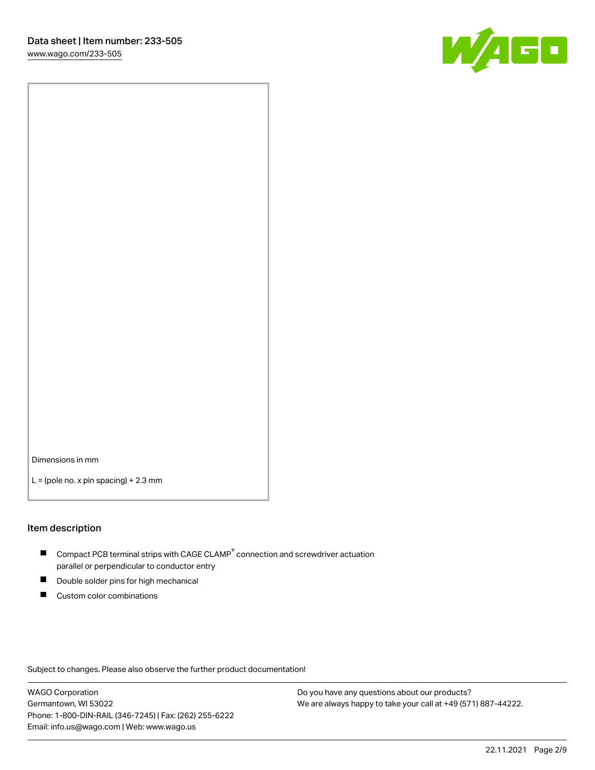Dimensions in mm

L = (pole no. x pin spacing) + 2.3 mm

## Item description

- Compact PCB terminal strips with CAGE CLAMP® connection and screwdriver actuation parallel or perpendicular to conductor entry
- Double solder pins for high mechanical
- Custom color combinations

Subject to changes. Please also observe the further product documentation!

WAGO Corporation
Germantown, WI 53022
Phone: 1-800-DIN-RAIL (346-7245) | Fax: (262) 255-6222
Email: info.us@wago.com | Web: www.wago.us

Do you have any questions about our products?
We are always happy to take your call at +49 (571) 887-44222.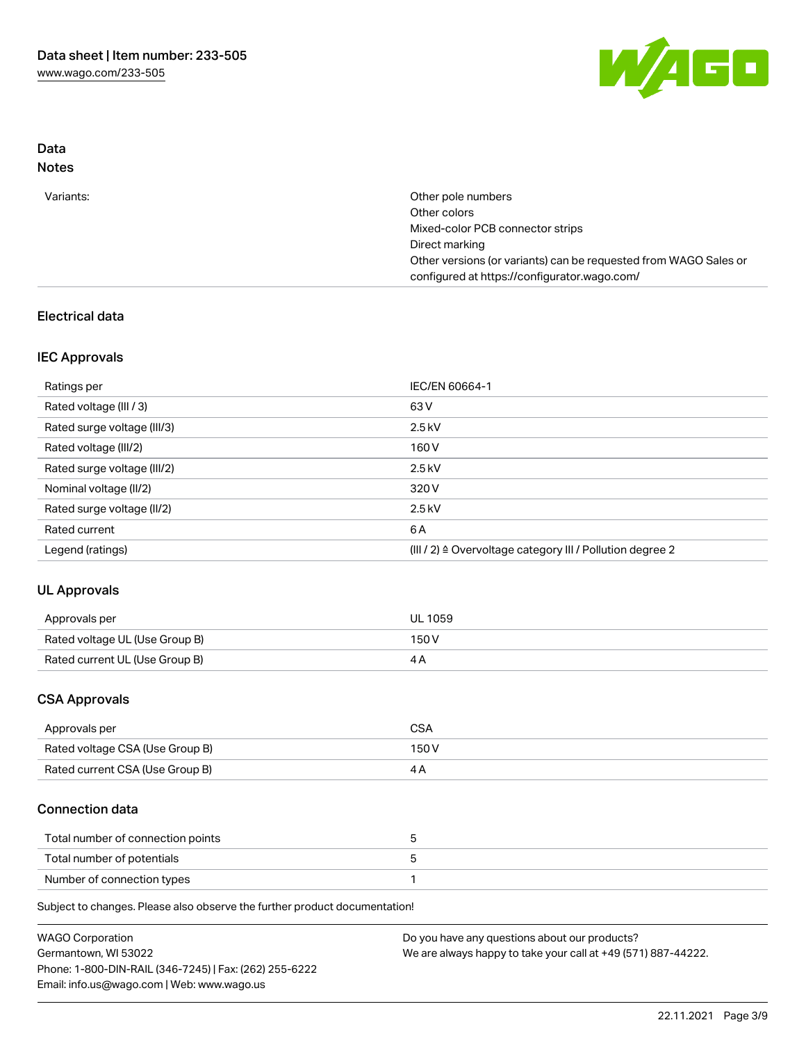## Data
### Notes

| | |
|---|---|
| Variants: | Other pole numbers<br>Other colors<br>Mixed-color PCB connector strips<br>Direct marking<br>Other versions (or variants) can be requested from WAGO Sales or configured at https://configurator.wago.com/ |

## Electrical data

### IEC Approvals

| | |
|---|---|
| Ratings per | IEC/EN 60664-1 |
| Rated voltage (III / 3) | 63 V |
| Rated surge voltage (III/3) | 2.5 kV |
| Rated voltage (III/2) | 160 V |
| Rated surge voltage (III/2) | 2.5 kV |
| Nominal voltage (II/2) | 320 V |
| Rated surge voltage (II/2) | 2.5 kV |
| Rated current | 6 A |
| Legend (ratings) | (III / 2) ≙ Overvoltage category III / Pollution degree 2 |

### UL Approvals

| | |
|---|---|
| Approvals per | UL 1059 |
| Rated voltage UL (Use Group B) | 150 V |
| Rated current UL (Use Group B) | 4 A |

### CSA Approvals

| | |
|---|---|
| Approvals per | CSA |
| Rated voltage CSA (Use Group B) | 150 V |
| Rated current CSA (Use Group B) | 4 A |

### Connection data

| | |
|---|---|
| Total number of connection points | 5 |
| Total number of potentials | 5 |
| Number of connection types | 1 |

Subject to changes. Please also observe the further product documentation!

WAGO Corporation
Germantown, WI 53022
Phone: 1-800-DIN-RAIL (346-7245) | Fax: (262) 255-6222
Email: info.us@wago.com | Web: www.wago.us

Do you have any questions about our products?
We are always happy to take your call at +49 (571) 887-44222.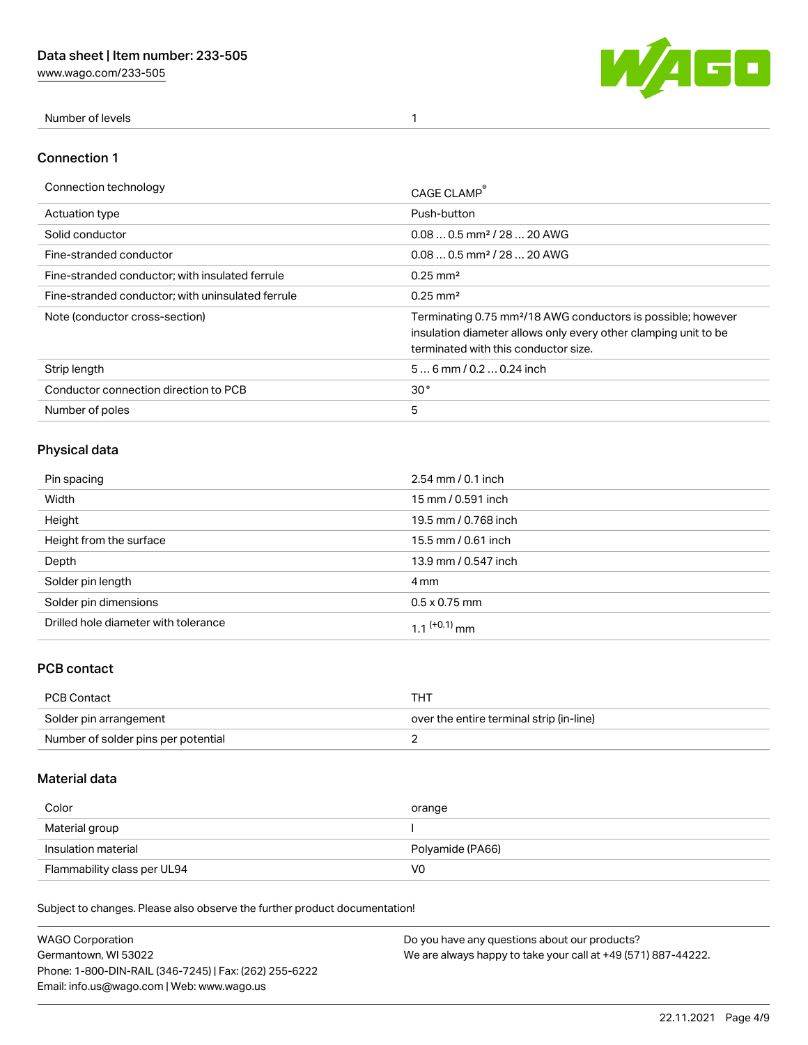| Number of levels | 1 |
| --- | --- |

## Connection 1

| Connection technology | CAGE CLAMP® |
| --- | --- |
| Actuation type | Push-button |
| Solid conductor | 0.08 … 0.5 mm² / 28 … 20 AWG |
| Fine-stranded conductor | 0.08 … 0.5 mm² / 28 … 20 AWG |
| Fine-stranded conductor; with insulated ferrule | 0.25 mm² |
| Fine-stranded conductor; with uninsulated ferrule | 0.25 mm² |
| Note (conductor cross-section) | Terminating 0.75 mm²/18 AWG conductors is possible; however insulation diameter allows only every other clamping unit to be terminated with this conductor size. |
| Strip length | 5 … 6 mm / 0.2 … 0.24 inch |
| Conductor connection direction to PCB | 30 ° |
| Number of poles | 5 |

## Physical data

| Pin spacing | 2.54 mm / 0.1 inch |
| --- | --- |
| Width | 15 mm / 0.591 inch |
| Height | 19.5 mm / 0.768 inch |
| Height from the surface | 15.5 mm / 0.61 inch |
| Depth | 13.9 mm / 0.547 inch |
| Solder pin length | 4 mm |
| Solder pin dimensions | 0.5 x 0.75 mm |
| Drilled hole diameter with tolerance | $1.1^{(+0.1)}$ mm |

## PCB contact

| PCB Contact | THT |
| --- | --- |
| Solder pin arrangement | over the entire terminal strip (in-line) |
| Number of solder pins per potential | 2 |

## Material data

| Color | orange |
| --- | --- |
| Material group | I |
| Insulation material | Polyamide (PA66) |
| Flammability class per UL94 | V0 |

Subject to changes. Please also observe the further product documentation!

WAGO Corporation
Germantown, WI 53022
Phone: 1-800-DIN-RAIL (346-7245) | Fax: (262) 255-6222
Email: info.us@wago.com | Web: www.wago.us

Do you have any questions about our products?
We are always happy to take your call at +49 (571) 887-44222.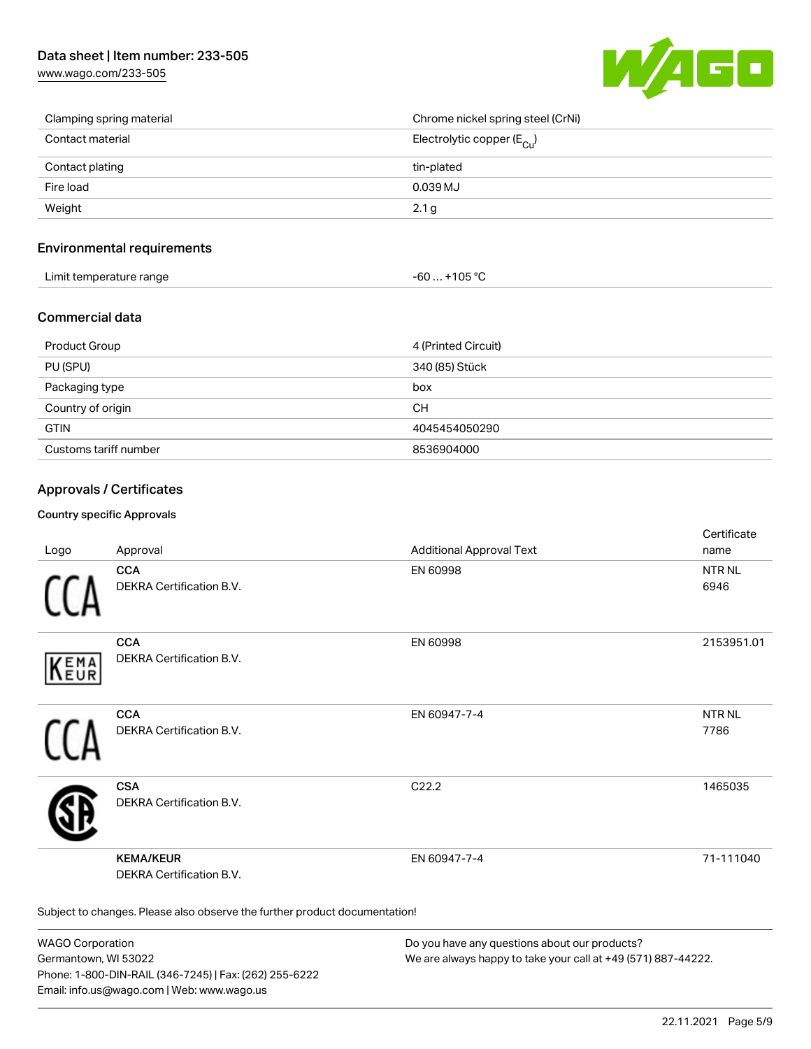| | |
|---|---|
| Clamping spring material | Chrome nickel spring steel (CrNi) |
| Contact material | Electrolytic copper ($E_{Cu}$) |
| Contact plating | tin-plated |
| Fire load | 0.039 MJ |
| Weight | 2.1 g |

## Environmental requirements

| | |
|---|---|
| Limit temperature range | -60 … +105 °C |

## Commercial data

| | |
|---|---|
| Product Group | 4 (Printed Circuit) |
| PU (SPU) | 340 (85) Stück |
| Packaging type | box |
| Country of origin | CH |
| GTIN | 4045454050290 |
| Customs tariff number | 8536904000 |

## Approvals / Certificates

### Country specific Approvals

| Logo | Approval | Additional Approval Text | Certificate name |
|---|---|---|---|
| | **CCA** DEKRA Certification B.V. | EN 60998 | NTR NL 6946 |
| | **CCA** DEKRA Certification B.V. | EN 60998 | 2153951.01 |
| | **CCA** DEKRA Certification B.V. | EN 60947-7-4 | NTR NL 7786 |
| | **CSA** DEKRA Certification B.V. | C22.2 | 1465035 |
| | **KEMA/KEUR** DEKRA Certification B.V. | EN 60947-7-4 | 71-111040 |

Subject to changes. Please also observe the further product documentation!

WAGO Corporation
Germantown, WI 53022
Phone: 1-800-DIN-RAIL (346-7245) | Fax: (262) 255-6222
Email: info.us@wago.com | Web: www.wago.us

Do you have any questions about our products?
We are always happy to take your call at +49 (571) 887-44222.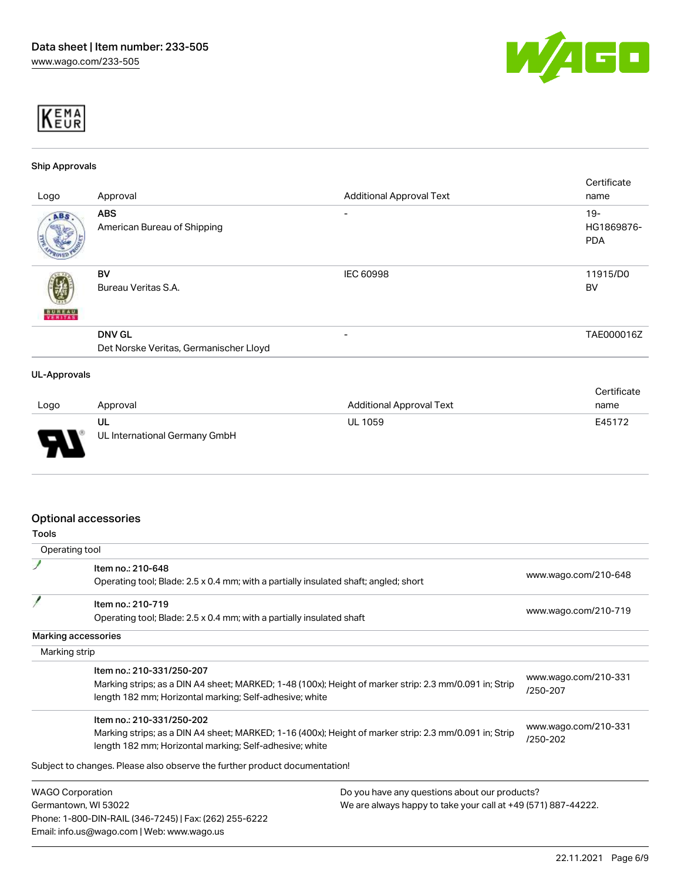KEMA EUR

### Ship Approvals

| Logo | Approval | Additional Approval Text | Certificate name |
|---|---|---|---|
| | **ABS** American Bureau of Shipping | - | 19-HG1869876-PDA |
| | **BV** Bureau Veritas S.A. | IEC 60998 | 11915/D0 BV |
| | **DNV GL** Det Norske Veritas, Germanischer Lloyd | - | TAE000016Z |

### UL-Approvals

| Logo | Approval | Additional Approval Text | Certificate name |
|---|---|---|---|
| | **UL** UL International Germany GmbH | UL 1059 | E45172 |

## Optional accessories

### Tools

Operating tool

| | |
|---|---|
| Item no.: 210-648<br>Operating tool; Blade: 2.5 x 0.4 mm; with a partially insulated shaft; angled; short | www.wago.com/210-648 |
| Item no.: 210-719<br>Operating tool; Blade: 2.5 x 0.4 mm; with a partially insulated shaft | www.wago.com/210-719 |

### Marking accessories

Marking strip

| | |
|---|---|
| Item no.: 210-331/250-207<br>Marking strips; as a DIN A4 sheet; MARKED; 1-48 (100x); Height of marker strip: 2.3 mm/0.091 in; Strip length 182 mm; Horizontal marking; Self-adhesive; white | www.wago.com/210-331/250-207 |
| Item no.: 210-331/250-202<br>Marking strips; as a DIN A4 sheet; MARKED; 1-16 (400x); Height of marker strip: 2.3 mm/0.091 in; Strip length 182 mm; Horizontal marking; Self-adhesive; white | www.wago.com/210-331/250-202 |

Subject to changes. Please also observe the further product documentation!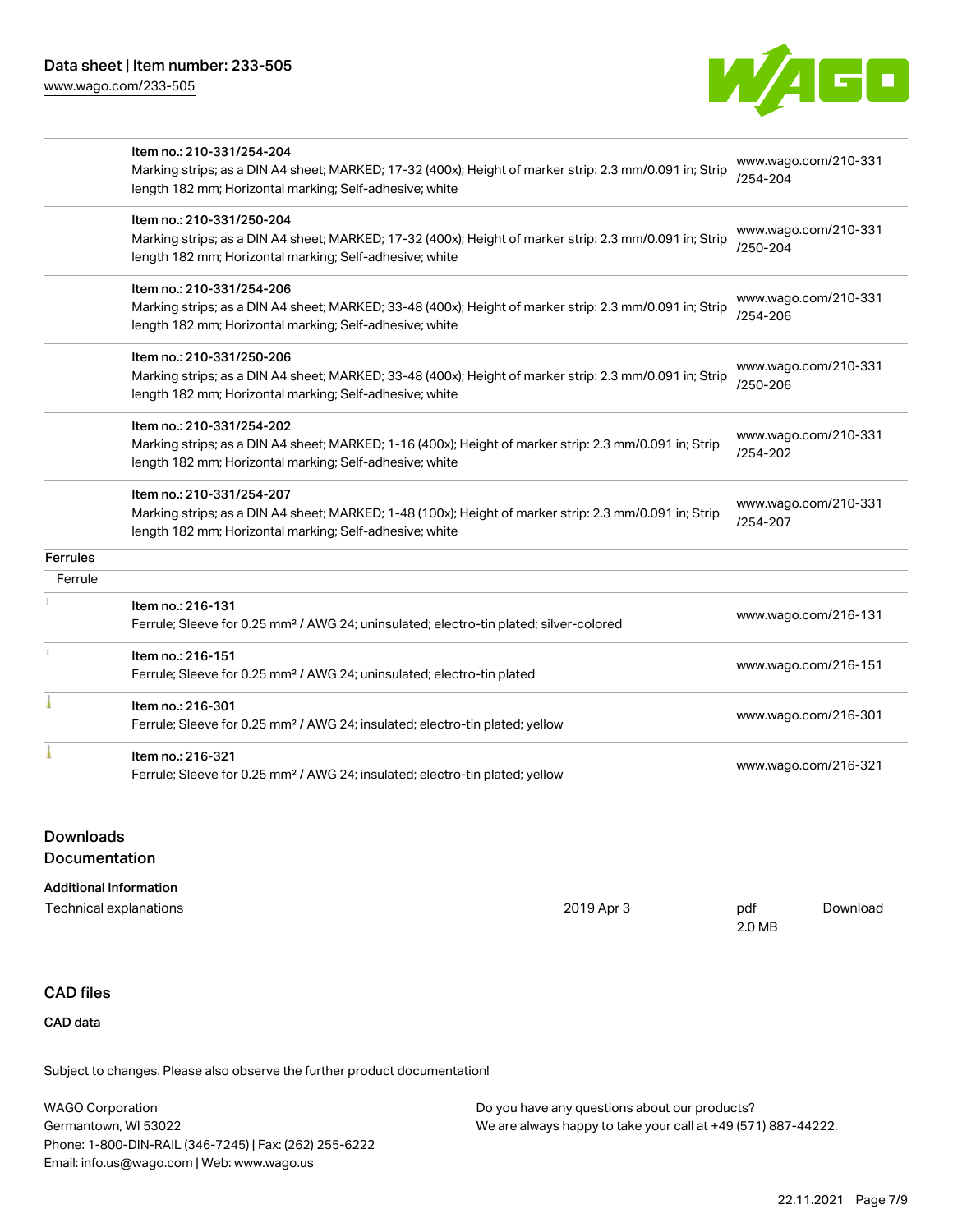| | Item no.: 210-331/254-204<br>Marking strips; as a DIN A4 sheet; MARKED; 17-32 (400x); Height of marker strip: 2.3 mm/0.091 in; Strip length 182 mm; Horizontal marking; Self-adhesive; white | www.wago.com/210-331/254-204 |
|---|---|---|
| | Item no.: 210-331/250-204<br>Marking strips; as a DIN A4 sheet; MARKED; 17-32 (400x); Height of marker strip: 2.3 mm/0.091 in; Strip length 182 mm; Horizontal marking; Self-adhesive; white | www.wago.com/210-331/250-204 |
| | Item no.: 210-331/254-206<br>Marking strips; as a DIN A4 sheet; MARKED; 33-48 (400x); Height of marker strip: 2.3 mm/0.091 in; Strip length 182 mm; Horizontal marking; Self-adhesive; white | www.wago.com/210-331/254-206 |
| | Item no.: 210-331/250-206<br>Marking strips; as a DIN A4 sheet; MARKED; 33-48 (400x); Height of marker strip: 2.3 mm/0.091 in; Strip length 182 mm; Horizontal marking; Self-adhesive; white | www.wago.com/210-331/250-206 |
| | Item no.: 210-331/254-202<br>Marking strips; as a DIN A4 sheet; MARKED; 1-16 (400x); Height of marker strip: 2.3 mm/0.091 in; Strip length 182 mm; Horizontal marking; Self-adhesive; white | www.wago.com/210-331/254-202 |
| | Item no.: 210-331/254-207<br>Marking strips; as a DIN A4 sheet; MARKED; 1-48 (100x); Height of marker strip: 2.3 mm/0.091 in; Strip length 182 mm; Horizontal marking; Self-adhesive; white | www.wago.com/210-331/254-207 |
| **Ferrules** | | |
| Ferrule | | |
| | Item no.: 216-131<br>Ferrule; Sleeve for 0.25 mm² / AWG 24; uninsulated; electro-tin plated; silver-colored | www.wago.com/216-131 |
| | Item no.: 216-151<br>Ferrule; Sleeve for 0.25 mm² / AWG 24; uninsulated; electro-tin plated | www.wago.com/216-151 |
| | Item no.: 216-301<br>Ferrule; Sleeve for 0.25 mm² / AWG 24; insulated; electro-tin plated; yellow | www.wago.com/216-301 |
| | Item no.: 216-321<br>Ferrule; Sleeve for 0.25 mm² / AWG 24; insulated; electro-tin plated; yellow | www.wago.com/216-321 |

## Downloads
## Documentation

**Additional Information**

| Technical explanations | 2019 Apr 3 | pdf<br>2.0 MB | Download |
|---|---|---|---|

## CAD files

**CAD data**

Subject to changes. Please also observe the further product documentation!

WAGO Corporation
Germantown, WI 53022
Phone: 1-800-DIN-RAIL (346-7245) | Fax: (262) 255-6222
Email: info.us@wago.com | Web: www.wago.us

Do you have any questions about our products?
We are always happy to take your call at +49 (571) 887-44222.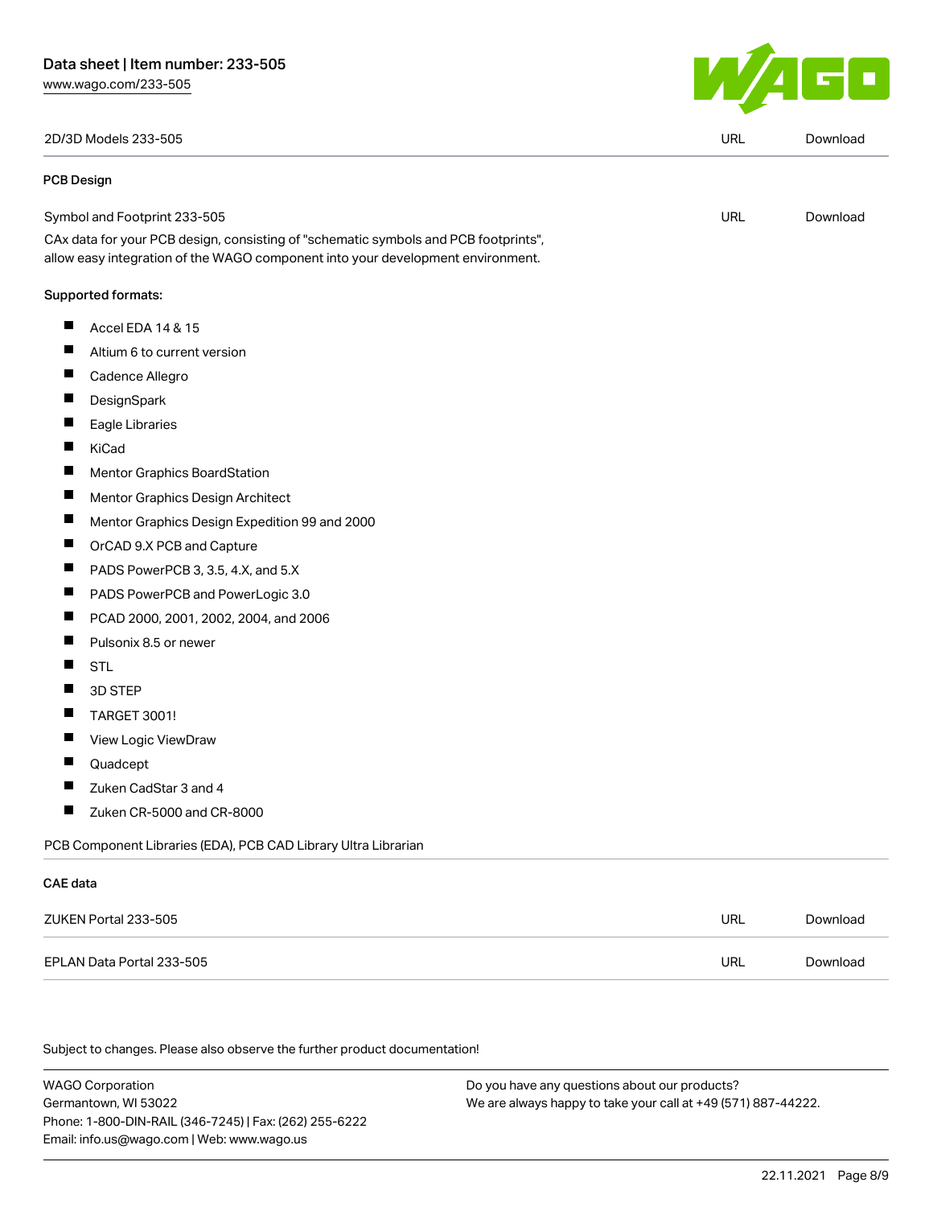| 2D/3D Models 233-505 | URL | Download |
| --- | --- | --- |

### PCB Design

| Symbol and Footprint 233-505 | URL | Download |
| --- | --- | --- |

CAx data for your PCB design, consisting of "schematic symbols and PCB footprints", allow easy integration of the WAGO component into your development environment.

Supported formats:

- Accel EDA 14 & 15
- Altium 6 to current version
- Cadence Allegro
- DesignSpark
- Eagle Libraries
- KiCad
- Mentor Graphics BoardStation
- Mentor Graphics Design Architect
- Mentor Graphics Design Expedition 99 and 2000
- OrCAD 9.X PCB and Capture
- PADS PowerPCB 3, 3.5, 4.X, and 5.X
- PADS PowerPCB and PowerLogic 3.0
- PCAD 2000, 2001, 2002, 2004, and 2006
- Pulsonix 8.5 or newer
- STL
- 3D STEP
- TARGET 3001!
- View Logic ViewDraw
- Quadcept
- Zuken CadStar 3 and 4
- Zuken CR-5000 and CR-8000

PCB Component Libraries (EDA), PCB CAD Library Ultra Librarian

### CAE data

| ZUKEN Portal 233-505 | URL | Download |
| --- | --- | --- |
| EPLAN Data Portal 233-505 | URL | Download |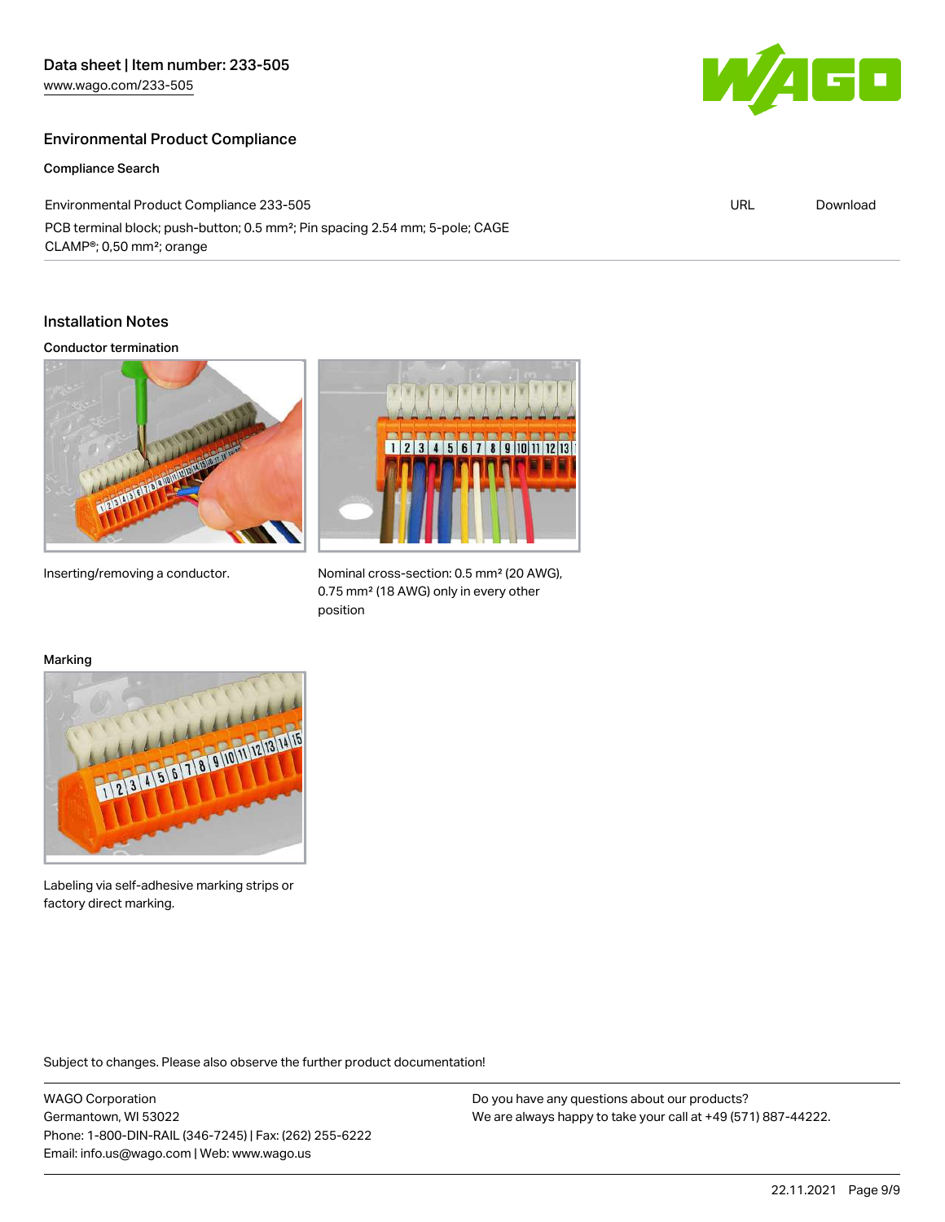Data sheet | Item number: 233-505
www.wago.com/233-505

## Environmental Product Compliance

### Compliance Search

| | | |
|---|---|---|
| Environmental Product Compliance 233-505<br>PCB terminal block; push-button; 0.5 mm²; Pin spacing 2.54 mm; 5-pole; CAGE CLAMP®; 0,50 mm²; orange | URL | Download |

## Installation Notes

### Conductor termination

Inserting/removing a conductor.

Nominal cross-section: 0.5 mm² (20 AWG), 0.75 mm² (18 AWG) only in every other position

### Marking

Labeling via self-adhesive marking strips or factory direct marking.

Subject to changes. Please also observe the further product documentation!

WAGO Corporation
Germantown, WI 53022
Phone: 1-800-DIN-RAIL (346-7245) | Fax: (262) 255-6222
Email: info.us@wago.com | Web: www.wago.us

Do you have any questions about our products?
We are always happy to take your call at +49 (571) 887-44222.

22.11.2021